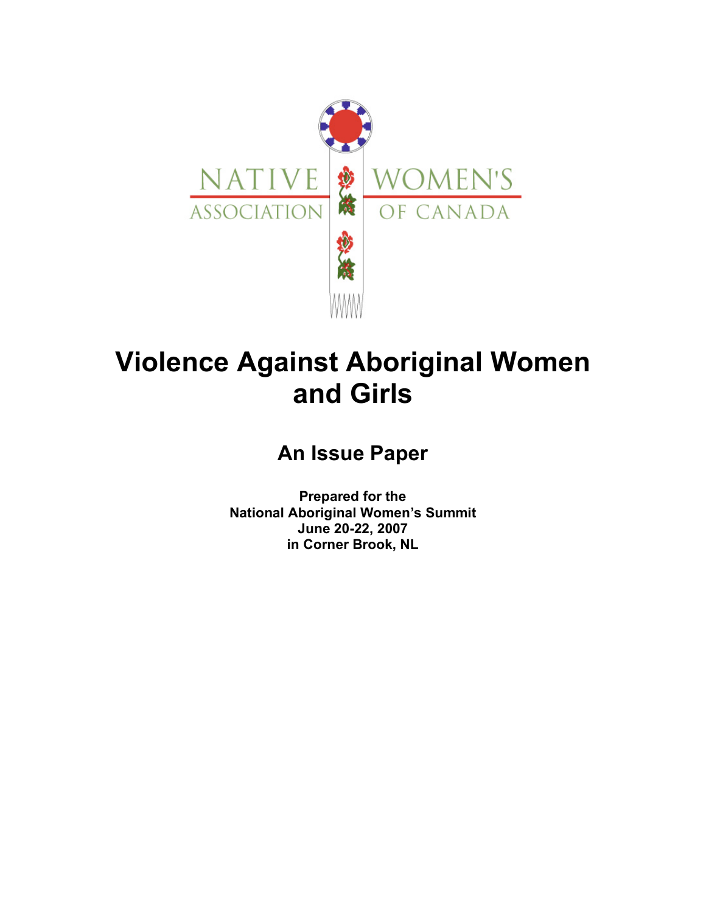NATIVE WOMEN'S ASSOCIATION OF CANADA

# Violence Against Aboriginal Women and Girls

## An Issue Paper

**Prepared for the**
**National Aboriginal Women's Summit**
**June 20-22, 2007**
**in Corner Brook, NL**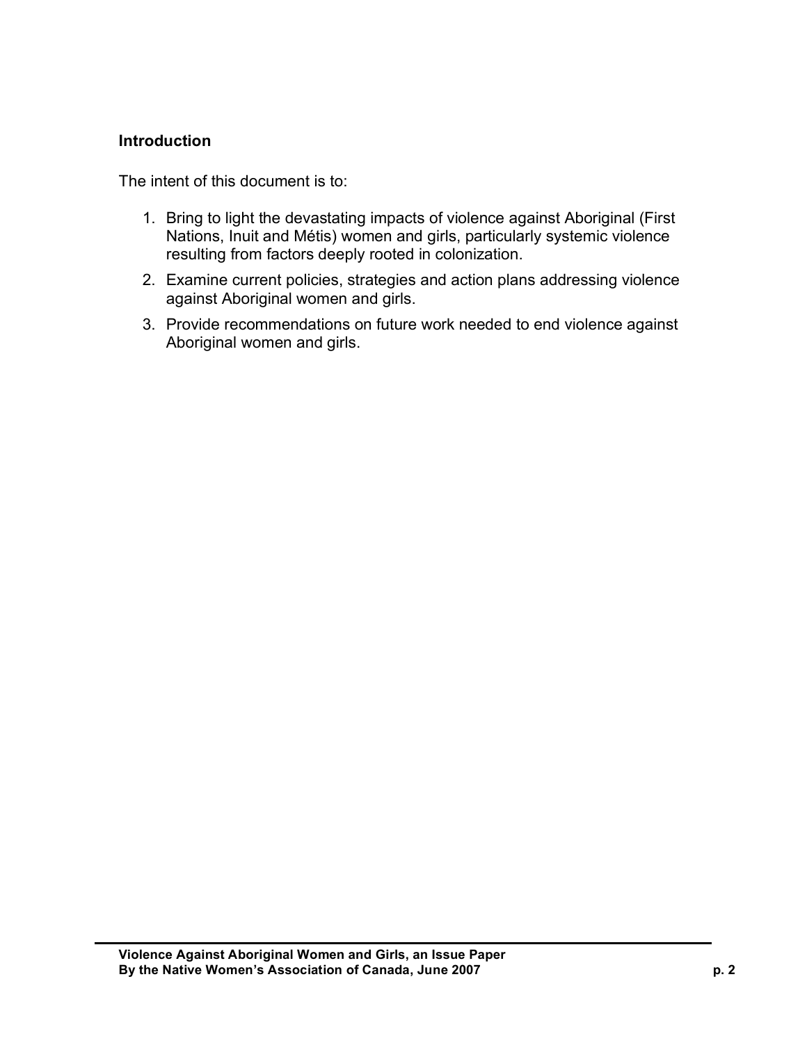## Introduction

The intent of this document is to:

1. Bring to light the devastating impacts of violence against Aboriginal (First Nations, Inuit and Métis) women and girls, particularly systemic violence resulting from factors deeply rooted in colonization.
2. Examine current policies, strategies and action plans addressing violence against Aboriginal women and girls.
3. Provide recommendations on future work needed to end violence against Aboriginal women and girls.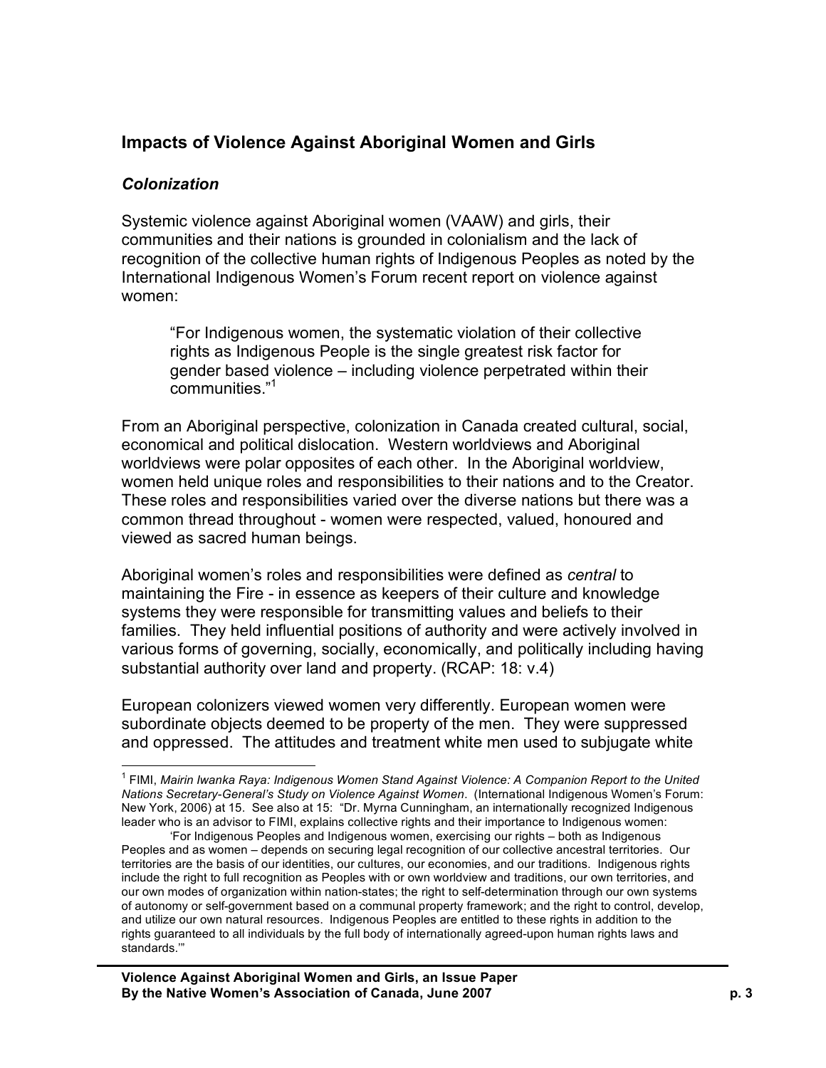## Impacts of Violence Against Aboriginal Women and Girls

### *Colonization*

Systemic violence against Aboriginal women (VAAW) and girls, their communities and their nations is grounded in colonialism and the lack of recognition of the collective human rights of Indigenous Peoples as noted by the International Indigenous Women's Forum recent report on violence against women:

> "For Indigenous women, the systematic violation of their collective rights as Indigenous People is the single greatest risk factor for gender based violence – including violence perpetrated within their communities."[1]

From an Aboriginal perspective, colonization in Canada created cultural, social, economical and political dislocation. Western worldviews and Aboriginal worldviews were polar opposites of each other. In the Aboriginal worldview, women held unique roles and responsibilities to their nations and to the Creator. These roles and responsibilities varied over the diverse nations but there was a common thread throughout - women were respected, valued, honoured and viewed as sacred human beings.

Aboriginal women's roles and responsibilities were defined as *central* to maintaining the Fire - in essence as keepers of their culture and knowledge systems they were responsible for transmitting values and beliefs to their families. They held influential positions of authority and were actively involved in various forms of governing, socially, economically, and politically including having substantial authority over land and property. (RCAP: 18: v.4)

European colonizers viewed women very differently. European women were subordinate objects deemed to be property of the men. They were suppressed and oppressed. The attitudes and treatment white men used to subjugate white

---

[1] FIMI, *Mairin Iwanka Raya: Indigenous Women Stand Against Violence: A Companion Report to the United Nations Secretary-General's Study on Violence Against Women*. (International Indigenous Women's Forum: New York, 2006) at 15. See also at 15: "Dr. Myrna Cunningham, an internationally recognized Indigenous leader who is an advisor to FIMI, explains collective rights and their importance to Indigenous women:

'For Indigenous Peoples and Indigenous women, exercising our rights – both as Indigenous Peoples and as women – depends on securing legal recognition of our collective ancestral territories. Our territories are the basis of our identities, our cultures, our economies, and our traditions. Indigenous rights include the right to full recognition as Peoples with or own worldview and traditions, our own territories, and our own modes of organization within nation-states; the right to self-determination through our own systems of autonomy or self-government based on a communal property framework; and the right to control, develop, and utilize our own natural resources. Indigenous Peoples are entitled to these rights in addition to the rights guaranteed to all individuals by the full body of internationally agreed-upon human rights laws and standards.'"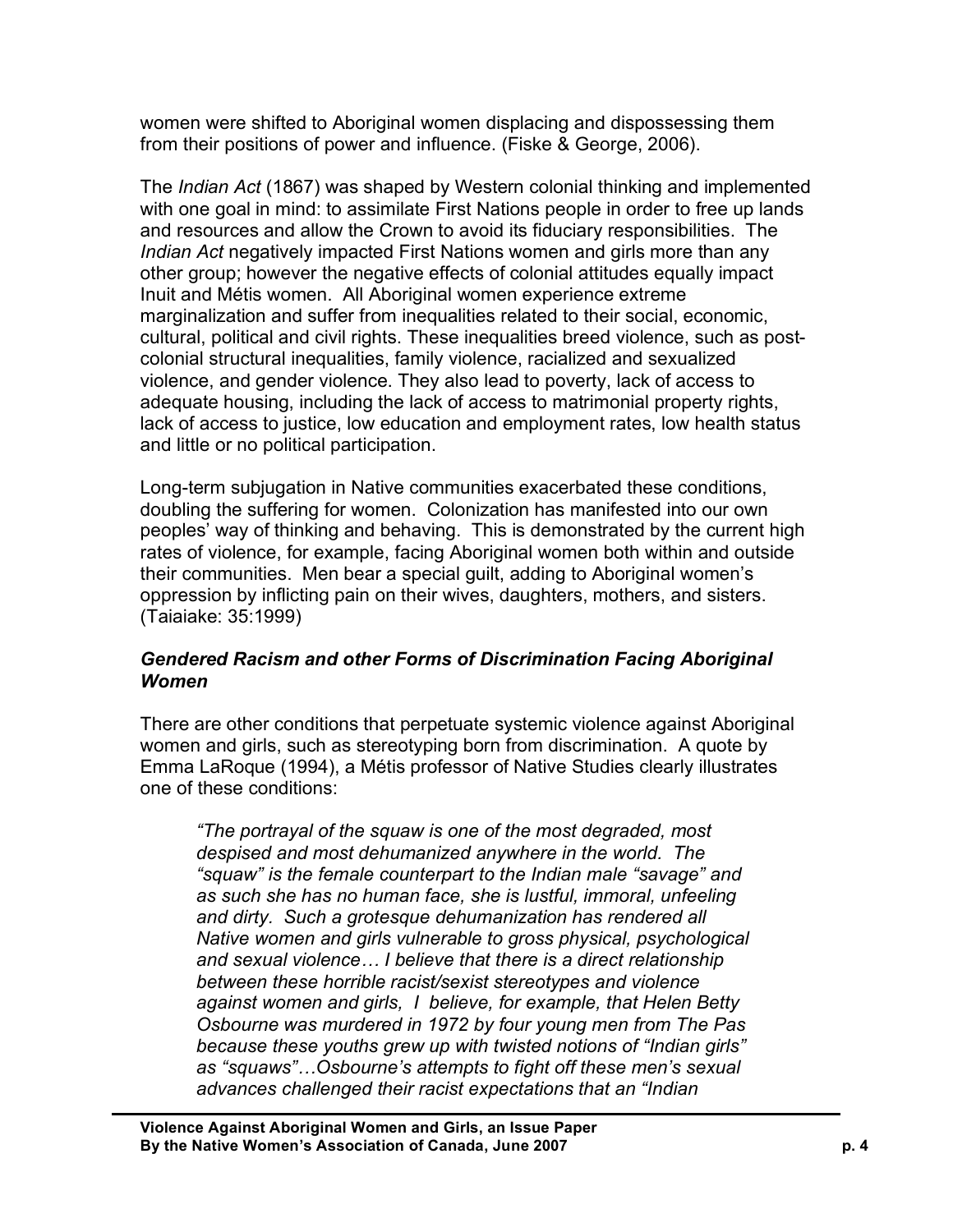women were shifted to Aboriginal women displacing and dispossessing them from their positions of power and influence. (Fiske & George, 2006).

The *Indian Act* (1867) was shaped by Western colonial thinking and implemented with one goal in mind: to assimilate First Nations people in order to free up lands and resources and allow the Crown to avoid its fiduciary responsibilities. The *Indian Act* negatively impacted First Nations women and girls more than any other group; however the negative effects of colonial attitudes equally impact Inuit and Métis women. All Aboriginal women experience extreme marginalization and suffer from inequalities related to their social, economic, cultural, political and civil rights. These inequalities breed violence, such as post-colonial structural inequalities, family violence, racialized and sexualized violence, and gender violence. They also lead to poverty, lack of access to adequate housing, including the lack of access to matrimonial property rights, lack of access to justice, low education and employment rates, low health status and little or no political participation.

Long-term subjugation in Native communities exacerbated these conditions, doubling the suffering for women. Colonization has manifested into our own peoples' way of thinking and behaving. This is demonstrated by the current high rates of violence, for example, facing Aboriginal women both within and outside their communities. Men bear a special guilt, adding to Aboriginal women's oppression by inflicting pain on their wives, daughters, mothers, and sisters. (Taiaiake: 35:1999)

### *Gendered Racism and other Forms of Discrimination Facing Aboriginal Women*

There are other conditions that perpetuate systemic violence against Aboriginal women and girls, such as stereotyping born from discrimination. A quote by Emma LaRoque (1994), a Métis professor of Native Studies clearly illustrates one of these conditions:

> *"The portrayal of the squaw is one of the most degraded, most despised and most dehumanized anywhere in the world. The "squaw" is the female counterpart to the Indian male "savage" and as such she has no human face, she is lustful, immoral, unfeeling and dirty. Such a grotesque dehumanization has rendered all Native women and girls vulnerable to gross physical, psychological and sexual violence… I believe that there is a direct relationship between these horrible racist/sexist stereotypes and violence against women and girls, I believe, for example, that Helen Betty Osbourne was murdered in 1972 by four young men from The Pas because these youths grew up with twisted notions of "Indian girls" as "squaws"…Osbourne's attempts to fight off these men's sexual advances challenged their racist expectations that an "Indian*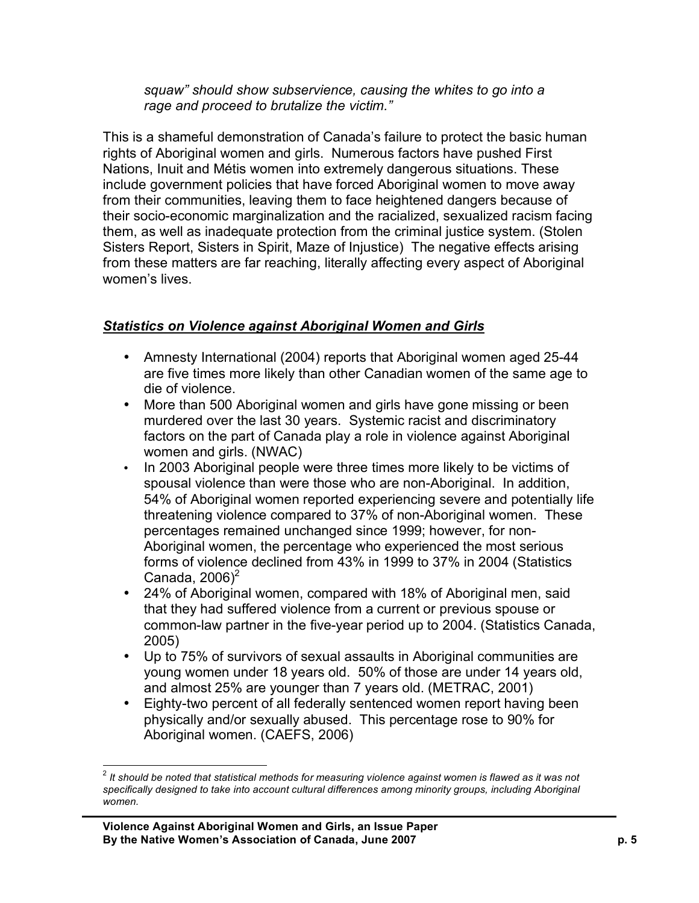*squaw" should show subservience, causing the whites to go into a rage and proceed to brutalize the victim."*

This is a shameful demonstration of Canada's failure to protect the basic human rights of Aboriginal women and girls. Numerous factors have pushed First Nations, Inuit and Métis women into extremely dangerous situations. These include government policies that have forced Aboriginal women to move away from their communities, leaving them to face heightened dangers because of their socio-economic marginalization and the racialized, sexualized racism facing them, as well as inadequate protection from the criminal justice system. (Stolen Sisters Report, Sisters in Spirit, Maze of Injustice) The negative effects arising from these matters are far reaching, literally affecting every aspect of Aboriginal women's lives.

## ***Statistics on Violence against Aboriginal Women and Girls***

- Amnesty International (2004) reports that Aboriginal women aged 25-44 are five times more likely than other Canadian women of the same age to die of violence.
- More than 500 Aboriginal women and girls have gone missing or been murdered over the last 30 years. Systemic racist and discriminatory factors on the part of Canada play a role in violence against Aboriginal women and girls. (NWAC)
- In 2003 Aboriginal people were three times more likely to be victims of spousal violence than were those who are non-Aboriginal. In addition, 54% of Aboriginal women reported experiencing severe and potentially life threatening violence compared to 37% of non-Aboriginal women. These percentages remained unchanged since 1999; however, for non-Aboriginal women, the percentage who experienced the most serious forms of violence declined from 43% in 1999 to 37% in 2004 (Statistics Canada, 2006)[2]
- 24% of Aboriginal women, compared with 18% of Aboriginal men, said that they had suffered violence from a current or previous spouse or common-law partner in the five-year period up to 2004. (Statistics Canada, 2005)
- Up to 75% of survivors of sexual assaults in Aboriginal communities are young women under 18 years old. 50% of those are under 14 years old, and almost 25% are younger than 7 years old. (METRAC, 2001)
- Eighty-two percent of all federally sentenced women report having been physically and/or sexually abused. This percentage rose to 90% for Aboriginal women. (CAEFS, 2006)

---

[2] *It should be noted that statistical methods for measuring violence against women is flawed as it was not specifically designed to take into account cultural differences among minority groups, including Aboriginal women.*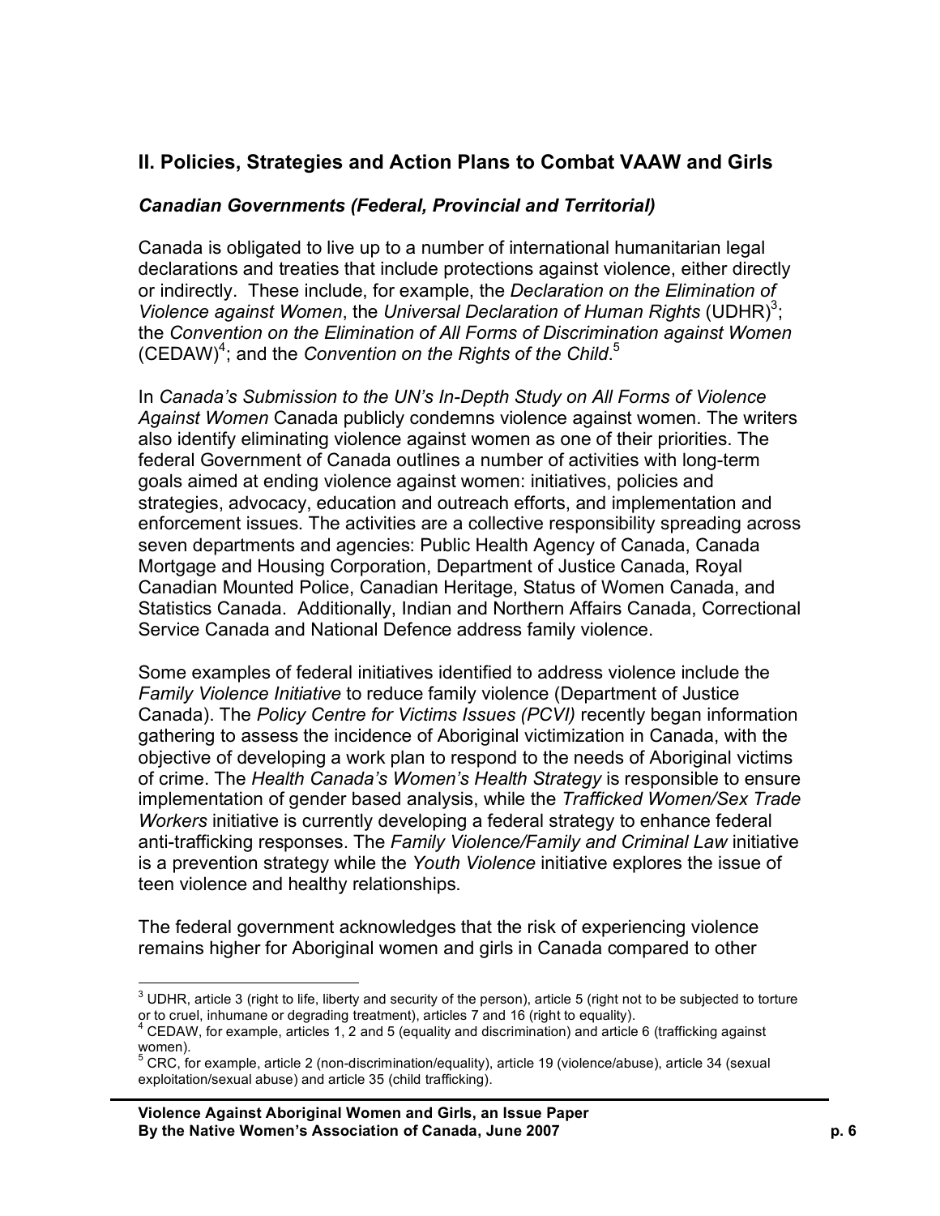## II. Policies, Strategies and Action Plans to Combat VAAW and Girls

### *Canadian Governments (Federal, Provincial and Territorial)*

Canada is obligated to live up to a number of international humanitarian legal declarations and treaties that include protections against violence, either directly or indirectly. These include, for example, the *Declaration on the Elimination of Violence against Women*, the *Universal Declaration of Human Rights* (UDHR)[3]; the *Convention on the Elimination of All Forms of Discrimination against Women* (CEDAW)[4]; and the *Convention on the Rights of the Child*.[5]

In *Canada's Submission to the UN's In-Depth Study on All Forms of Violence Against Women* Canada publicly condemns violence against women. The writers also identify eliminating violence against women as one of their priorities. The federal Government of Canada outlines a number of activities with long-term goals aimed at ending violence against women: initiatives, policies and strategies, advocacy, education and outreach efforts, and implementation and enforcement issues. The activities are a collective responsibility spreading across seven departments and agencies: Public Health Agency of Canada, Canada Mortgage and Housing Corporation, Department of Justice Canada, Royal Canadian Mounted Police, Canadian Heritage, Status of Women Canada, and Statistics Canada. Additionally, Indian and Northern Affairs Canada, Correctional Service Canada and National Defence address family violence.

Some examples of federal initiatives identified to address violence include the *Family Violence Initiative* to reduce family violence (Department of Justice Canada). The *Policy Centre for Victims Issues (PCVI)* recently began information gathering to assess the incidence of Aboriginal victimization in Canada, with the objective of developing a work plan to respond to the needs of Aboriginal victims of crime. The *Health Canada's Women's Health Strategy* is responsible to ensure implementation of gender based analysis, while the *Trafficked Women/Sex Trade Workers* initiative is currently developing a federal strategy to enhance federal anti-trafficking responses. The *Family Violence/Family and Criminal Law* initiative is a prevention strategy while the *Youth Violence* initiative explores the issue of teen violence and healthy relationships.

The federal government acknowledges that the risk of experiencing violence remains higher for Aboriginal women and girls in Canada compared to other

---

[3] UDHR, article 3 (right to life, liberty and security of the person), article 5 (right not to be subjected to torture or to cruel, inhumane or degrading treatment), articles 7 and 16 (right to equality).

[4] CEDAW, for example, articles 1, 2 and 5 (equality and discrimination) and article 6 (trafficking against women).

[5] CRC, for example, article 2 (non-discrimination/equality), article 19 (violence/abuse), article 34 (sexual exploitation/sexual abuse) and article 35 (child trafficking).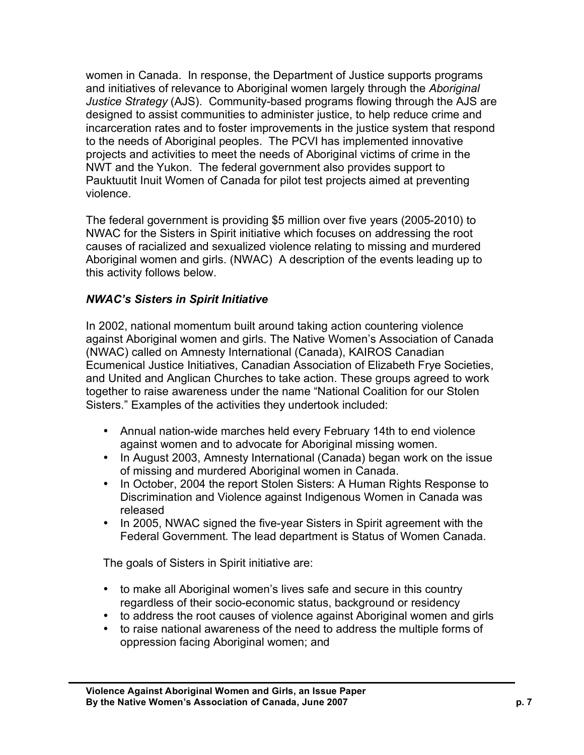women in Canada. In response, the Department of Justice supports programs and initiatives of relevance to Aboriginal women largely through the *Aboriginal Justice Strategy* (AJS). Community-based programs flowing through the AJS are designed to assist communities to administer justice, to help reduce crime and incarceration rates and to foster improvements in the justice system that respond to the needs of Aboriginal peoples. The PCVI has implemented innovative projects and activities to meet the needs of Aboriginal victims of crime in the NWT and the Yukon. The federal government also provides support to Pauktuutit Inuit Women of Canada for pilot test projects aimed at preventing violence.

The federal government is providing $5 million over five years (2005-2010) to NWAC for the Sisters in Spirit initiative which focuses on addressing the root causes of racialized and sexualized violence relating to missing and murdered Aboriginal women and girls. (NWAC) A description of the events leading up to this activity follows below.

### *NWAC's Sisters in Spirit Initiative*

In 2002, national momentum built around taking action countering violence against Aboriginal women and girls. The Native Women's Association of Canada (NWAC) called on Amnesty International (Canada), KAIROS Canadian Ecumenical Justice Initiatives, Canadian Association of Elizabeth Frye Societies, and United and Anglican Churches to take action. These groups agreed to work together to raise awareness under the name "National Coalition for our Stolen Sisters." Examples of the activities they undertook included:

- Annual nation-wide marches held every February 14th to end violence against women and to advocate for Aboriginal missing women.
- In August 2003, Amnesty International (Canada) began work on the issue of missing and murdered Aboriginal women in Canada.
- In October, 2004 the report Stolen Sisters: A Human Rights Response to Discrimination and Violence against Indigenous Women in Canada was released
- In 2005, NWAC signed the five-year Sisters in Spirit agreement with the Federal Government. The lead department is Status of Women Canada.

The goals of Sisters in Spirit initiative are:

- to make all Aboriginal women's lives safe and secure in this country regardless of their socio-economic status, background or residency
- to address the root causes of violence against Aboriginal women and girls
- to raise national awareness of the need to address the multiple forms of oppression facing Aboriginal women; and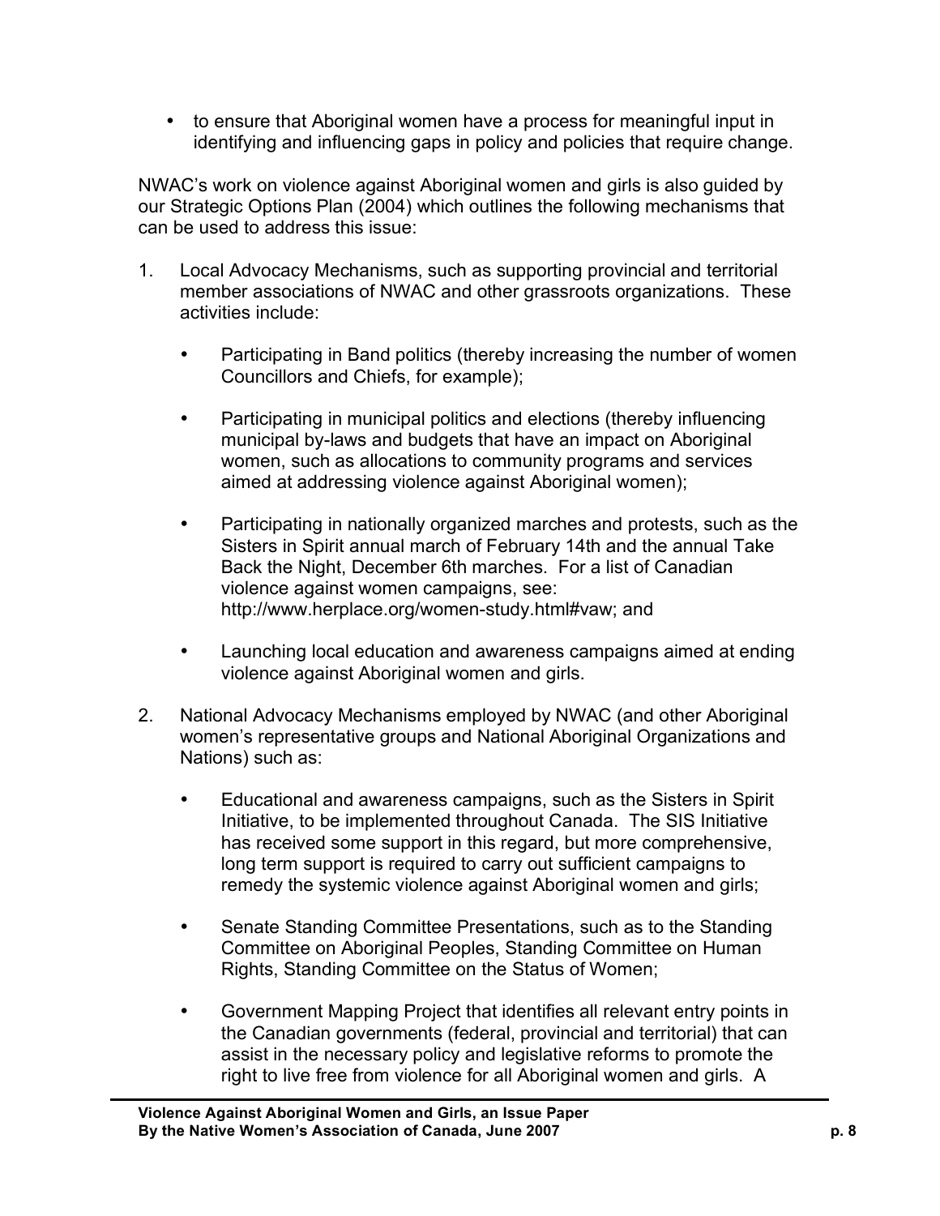- to ensure that Aboriginal women have a process for meaningful input in identifying and influencing gaps in policy and policies that require change.

NWAC's work on violence against Aboriginal women and girls is also guided by our Strategic Options Plan (2004) which outlines the following mechanisms that can be used to address this issue:

1. Local Advocacy Mechanisms, such as supporting provincial and territorial member associations of NWAC and other grassroots organizations. These activities include:

    - Participating in Band politics (thereby increasing the number of women Councillors and Chiefs, for example);

    - Participating in municipal politics and elections (thereby influencing municipal by-laws and budgets that have an impact on Aboriginal women, such as allocations to community programs and services aimed at addressing violence against Aboriginal women);

    - Participating in nationally organized marches and protests, such as the Sisters in Spirit annual march of February 14th and the annual Take Back the Night, December 6th marches. For a list of Canadian violence against women campaigns, see: http://www.herplace.org/women-study.html#vaw; and

    - Launching local education and awareness campaigns aimed at ending violence against Aboriginal women and girls.

2. National Advocacy Mechanisms employed by NWAC (and other Aboriginal women's representative groups and National Aboriginal Organizations and Nations) such as:

    - Educational and awareness campaigns, such as the Sisters in Spirit Initiative, to be implemented throughout Canada. The SIS Initiative has received some support in this regard, but more comprehensive, long term support is required to carry out sufficient campaigns to remedy the systemic violence against Aboriginal women and girls;

    - Senate Standing Committee Presentations, such as to the Standing Committee on Aboriginal Peoples, Standing Committee on Human Rights, Standing Committee on the Status of Women;

    - Government Mapping Project that identifies all relevant entry points in the Canadian governments (federal, provincial and territorial) that can assist in the necessary policy and legislative reforms to promote the right to live free from violence for all Aboriginal women and girls. A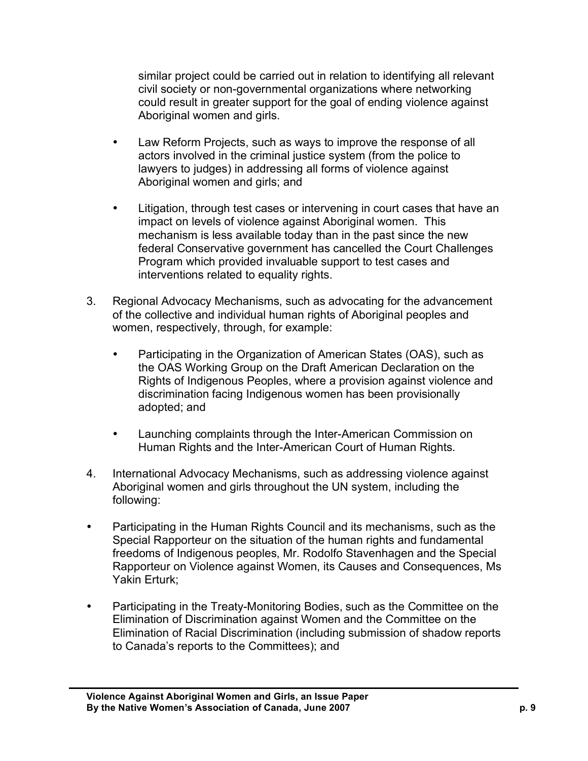similar project could be carried out in relation to identifying all relevant civil society or non-governmental organizations where networking could result in greater support for the goal of ending violence against Aboriginal women and girls.

- Law Reform Projects, such as ways to improve the response of all actors involved in the criminal justice system (from the police to lawyers to judges) in addressing all forms of violence against Aboriginal women and girls; and

- Litigation, through test cases or intervening in court cases that have an impact on levels of violence against Aboriginal women. This mechanism is less available today than in the past since the new federal Conservative government has cancelled the Court Challenges Program which provided invaluable support to test cases and interventions related to equality rights.

3. Regional Advocacy Mechanisms, such as advocating for the advancement of the collective and individual human rights of Aboriginal peoples and women, respectively, through, for example:

   - Participating in the Organization of American States (OAS), such as the OAS Working Group on the Draft American Declaration on the Rights of Indigenous Peoples, where a provision against violence and discrimination facing Indigenous women has been provisionally adopted; and

   - Launching complaints through the Inter-American Commission on Human Rights and the Inter-American Court of Human Rights.

4. International Advocacy Mechanisms, such as addressing violence against Aboriginal women and girls throughout the UN system, including the following:

- Participating in the Human Rights Council and its mechanisms, such as the Special Rapporteur on the situation of the human rights and fundamental freedoms of Indigenous peoples, Mr. Rodolfo Stavenhagen and the Special Rapporteur on Violence against Women, its Causes and Consequences, Ms Yakin Erturk;

- Participating in the Treaty-Monitoring Bodies, such as the Committee on the Elimination of Discrimination against Women and the Committee on the Elimination of Racial Discrimination (including submission of shadow reports to Canada's reports to the Committees); and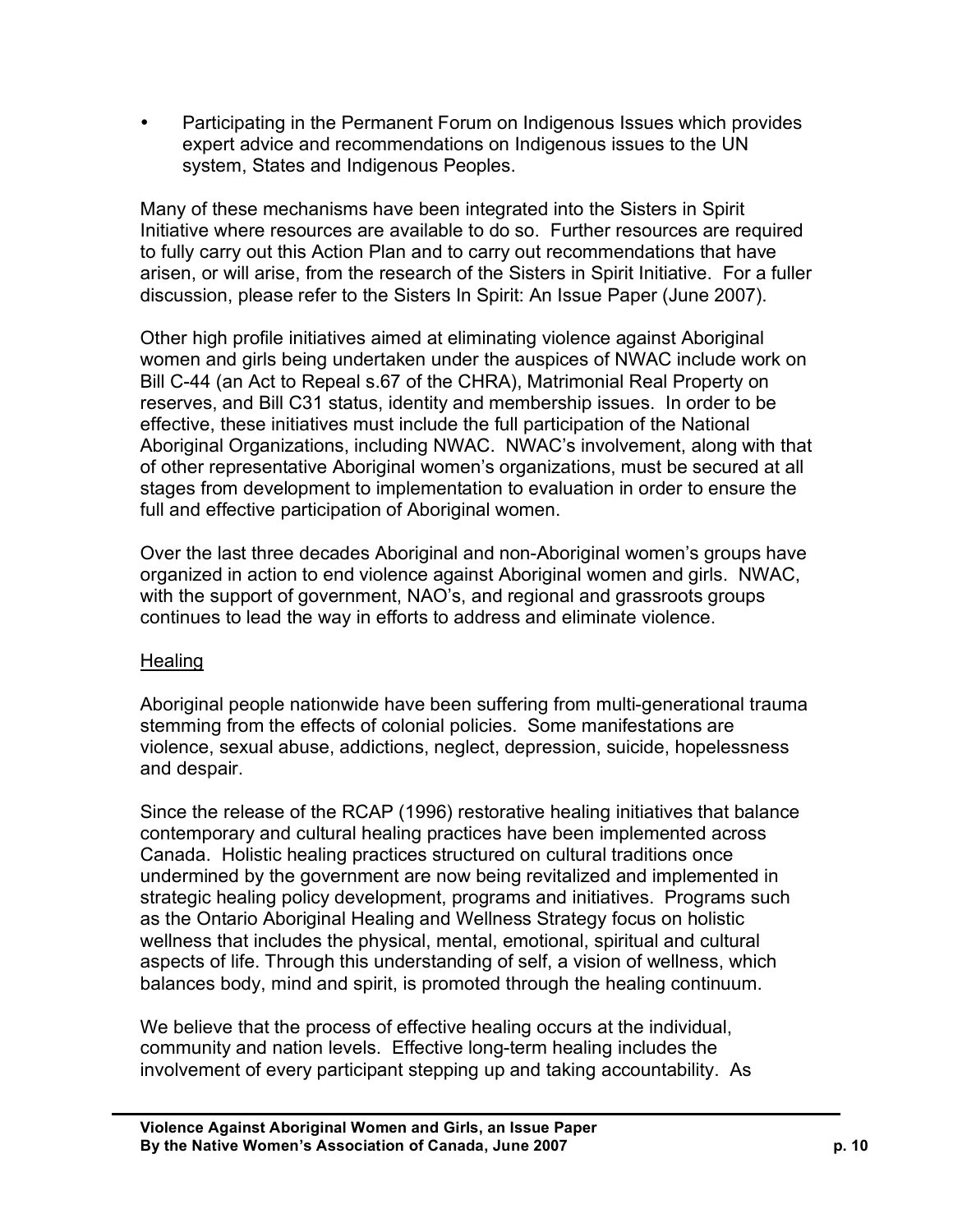- Participating in the Permanent Forum on Indigenous Issues which provides expert advice and recommendations on Indigenous issues to the UN system, States and Indigenous Peoples.

Many of these mechanisms have been integrated into the Sisters in Spirit Initiative where resources are available to do so. Further resources are required to fully carry out this Action Plan and to carry out recommendations that have arisen, or will arise, from the research of the Sisters in Spirit Initiative. For a fuller discussion, please refer to the Sisters In Spirit: An Issue Paper (June 2007).

Other high profile initiatives aimed at eliminating violence against Aboriginal women and girls being undertaken under the auspices of NWAC include work on Bill C-44 (an Act to Repeal s.67 of the CHRA), Matrimonial Real Property on reserves, and Bill C31 status, identity and membership issues. In order to be effective, these initiatives must include the full participation of the National Aboriginal Organizations, including NWAC. NWAC's involvement, along with that of other representative Aboriginal women's organizations, must be secured at all stages from development to implementation to evaluation in order to ensure the full and effective participation of Aboriginal women.

Over the last three decades Aboriginal and non-Aboriginal women's groups have organized in action to end violence against Aboriginal women and girls. NWAC, with the support of government, NAO's, and regional and grassroots groups continues to lead the way in efforts to address and eliminate violence.

## Healing

Aboriginal people nationwide have been suffering from multi-generational trauma stemming from the effects of colonial policies. Some manifestations are violence, sexual abuse, addictions, neglect, depression, suicide, hopelessness and despair.

Since the release of the RCAP (1996) restorative healing initiatives that balance contemporary and cultural healing practices have been implemented across Canada. Holistic healing practices structured on cultural traditions once undermined by the government are now being revitalized and implemented in strategic healing policy development, programs and initiatives. Programs such as the Ontario Aboriginal Healing and Wellness Strategy focus on holistic wellness that includes the physical, mental, emotional, spiritual and cultural aspects of life. Through this understanding of self, a vision of wellness, which balances body, mind and spirit, is promoted through the healing continuum.

We believe that the process of effective healing occurs at the individual, community and nation levels. Effective long-term healing includes the involvement of every participant stepping up and taking accountability. As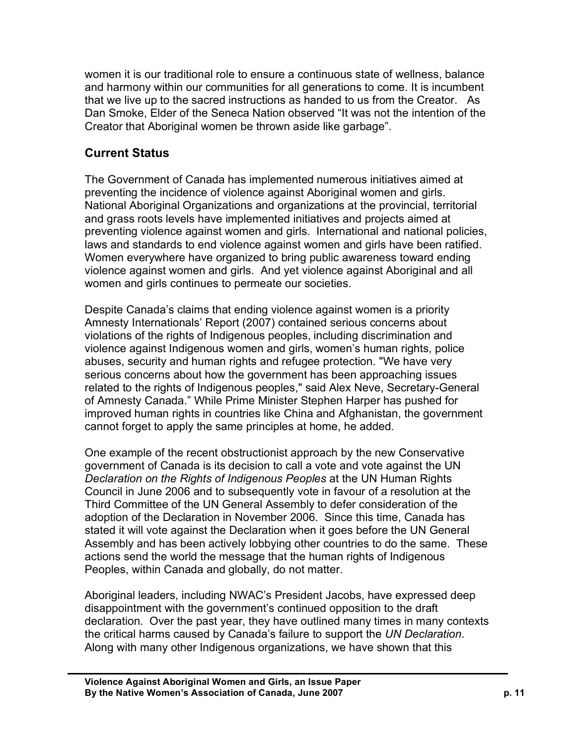women it is our traditional role to ensure a continuous state of wellness, balance and harmony within our communities for all generations to come. It is incumbent that we live up to the sacred instructions as handed to us from the Creator. As Dan Smoke, Elder of the Seneca Nation observed "It was not the intention of the Creator that Aboriginal women be thrown aside like garbage".

## Current Status

The Government of Canada has implemented numerous initiatives aimed at preventing the incidence of violence against Aboriginal women and girls. National Aboriginal Organizations and organizations at the provincial, territorial and grass roots levels have implemented initiatives and projects aimed at preventing violence against women and girls. International and national policies, laws and standards to end violence against women and girls have been ratified. Women everywhere have organized to bring public awareness toward ending violence against women and girls. And yet violence against Aboriginal and all women and girls continues to permeate our societies.

Despite Canada's claims that ending violence against women is a priority Amnesty Internationals' Report (2007) contained serious concerns about violations of the rights of Indigenous peoples, including discrimination and violence against Indigenous women and girls, women's human rights, police abuses, security and human rights and refugee protection. "We have very serious concerns about how the government has been approaching issues related to the rights of Indigenous peoples," said Alex Neve, Secretary-General of Amnesty Canada." While Prime Minister Stephen Harper has pushed for improved human rights in countries like China and Afghanistan, the government cannot forget to apply the same principles at home, he added.

One example of the recent obstructionist approach by the new Conservative government of Canada is its decision to call a vote and vote against the UN *Declaration on the Rights of Indigenous Peoples* at the UN Human Rights Council in June 2006 and to subsequently vote in favour of a resolution at the Third Committee of the UN General Assembly to defer consideration of the adoption of the Declaration in November 2006. Since this time, Canada has stated it will vote against the Declaration when it goes before the UN General Assembly and has been actively lobbying other countries to do the same. These actions send the world the message that the human rights of Indigenous Peoples, within Canada and globally, do not matter.

Aboriginal leaders, including NWAC's President Jacobs, have expressed deep disappointment with the government's continued opposition to the draft declaration. Over the past year, they have outlined many times in many contexts the critical harms caused by Canada's failure to support the *UN Declaration*. Along with many other Indigenous organizations, we have shown that this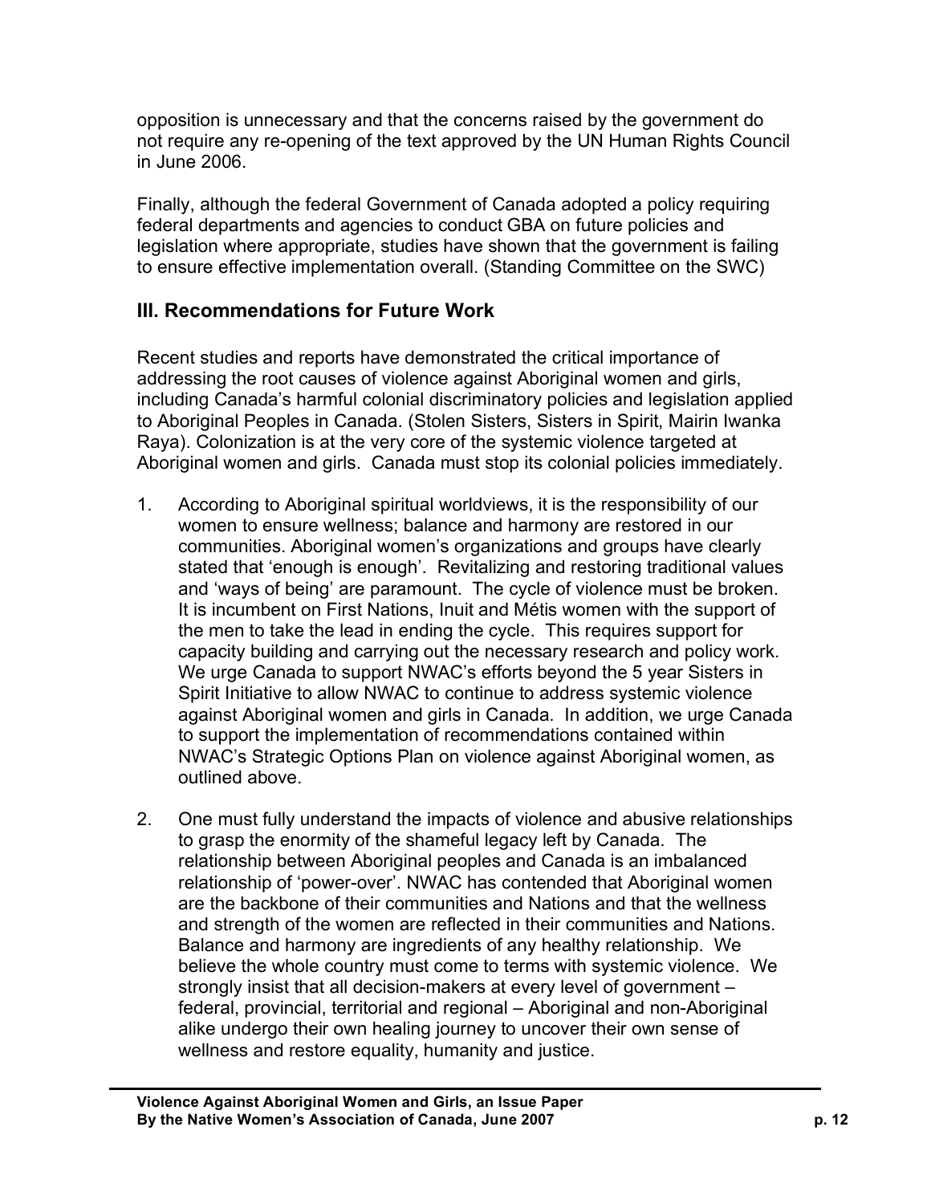opposition is unnecessary and that the concerns raised by the government do not require any re-opening of the text approved by the UN Human Rights Council in June 2006.

Finally, although the federal Government of Canada adopted a policy requiring federal departments and agencies to conduct GBA on future policies and legislation where appropriate, studies have shown that the government is failing to ensure effective implementation overall. (Standing Committee on the SWC)

## III. Recommendations for Future Work

Recent studies and reports have demonstrated the critical importance of addressing the root causes of violence against Aboriginal women and girls, including Canada's harmful colonial discriminatory policies and legislation applied to Aboriginal Peoples in Canada. (Stolen Sisters, Sisters in Spirit, Mairin Iwanka Raya). Colonization is at the very core of the systemic violence targeted at Aboriginal women and girls. Canada must stop its colonial policies immediately.

1. According to Aboriginal spiritual worldviews, it is the responsibility of our women to ensure wellness; balance and harmony are restored in our communities. Aboriginal women's organizations and groups have clearly stated that 'enough is enough'. Revitalizing and restoring traditional values and 'ways of being' are paramount. The cycle of violence must be broken. It is incumbent on First Nations, Inuit and Métis women with the support of the men to take the lead in ending the cycle. This requires support for capacity building and carrying out the necessary research and policy work. We urge Canada to support NWAC's efforts beyond the 5 year Sisters in Spirit Initiative to allow NWAC to continue to address systemic violence against Aboriginal women and girls in Canada. In addition, we urge Canada to support the implementation of recommendations contained within NWAC's Strategic Options Plan on violence against Aboriginal women, as outlined above.

2. One must fully understand the impacts of violence and abusive relationships to grasp the enormity of the shameful legacy left by Canada. The relationship between Aboriginal peoples and Canada is an imbalanced relationship of 'power-over'. NWAC has contended that Aboriginal women are the backbone of their communities and Nations and that the wellness and strength of the women are reflected in their communities and Nations. Balance and harmony are ingredients of any healthy relationship. We believe the whole country must come to terms with systemic violence. We strongly insist that all decision-makers at every level of government – federal, provincial, territorial and regional – Aboriginal and non-Aboriginal alike undergo their own healing journey to uncover their own sense of wellness and restore equality, humanity and justice.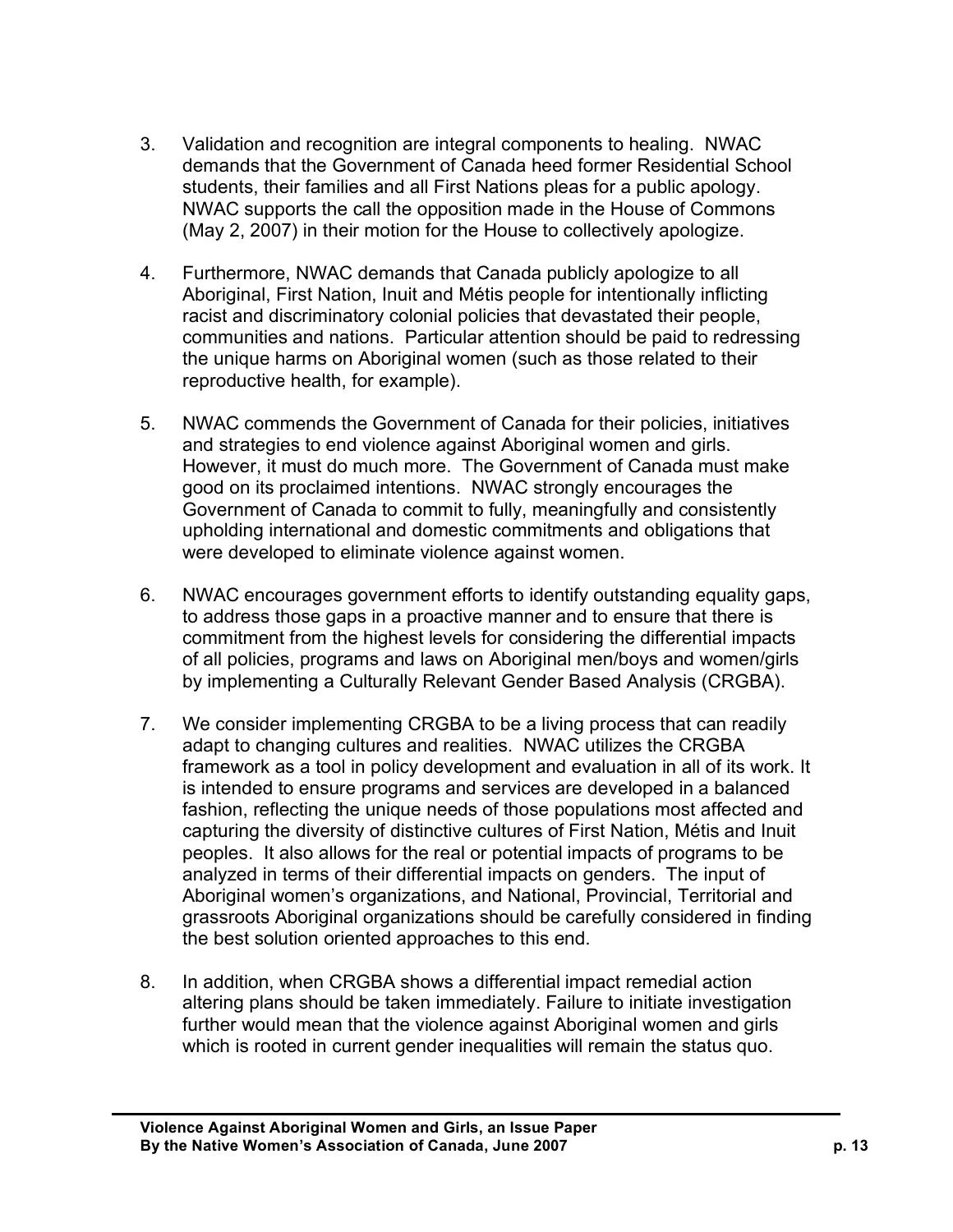3. Validation and recognition are integral components to healing. NWAC demands that the Government of Canada heed former Residential School students, their families and all First Nations pleas for a public apology. NWAC supports the call the opposition made in the House of Commons (May 2, 2007) in their motion for the House to collectively apologize.

4. Furthermore, NWAC demands that Canada publicly apologize to all Aboriginal, First Nation, Inuit and Métis people for intentionally inflicting racist and discriminatory colonial policies that devastated their people, communities and nations. Particular attention should be paid to redressing the unique harms on Aboriginal women (such as those related to their reproductive health, for example).

5. NWAC commends the Government of Canada for their policies, initiatives and strategies to end violence against Aboriginal women and girls. However, it must do much more. The Government of Canada must make good on its proclaimed intentions. NWAC strongly encourages the Government of Canada to commit to fully, meaningfully and consistently upholding international and domestic commitments and obligations that were developed to eliminate violence against women.

6. NWAC encourages government efforts to identify outstanding equality gaps, to address those gaps in a proactive manner and to ensure that there is commitment from the highest levels for considering the differential impacts of all policies, programs and laws on Aboriginal men/boys and women/girls by implementing a Culturally Relevant Gender Based Analysis (CRGBA).

7. We consider implementing CRGBA to be a living process that can readily adapt to changing cultures and realities. NWAC utilizes the CRGBA framework as a tool in policy development and evaluation in all of its work. It is intended to ensure programs and services are developed in a balanced fashion, reflecting the unique needs of those populations most affected and capturing the diversity of distinctive cultures of First Nation, Métis and Inuit peoples. It also allows for the real or potential impacts of programs to be analyzed in terms of their differential impacts on genders. The input of Aboriginal women's organizations, and National, Provincial, Territorial and grassroots Aboriginal organizations should be carefully considered in finding the best solution oriented approaches to this end.

8. In addition, when CRGBA shows a differential impact remedial action altering plans should be taken immediately. Failure to initiate investigation further would mean that the violence against Aboriginal women and girls which is rooted in current gender inequalities will remain the status quo.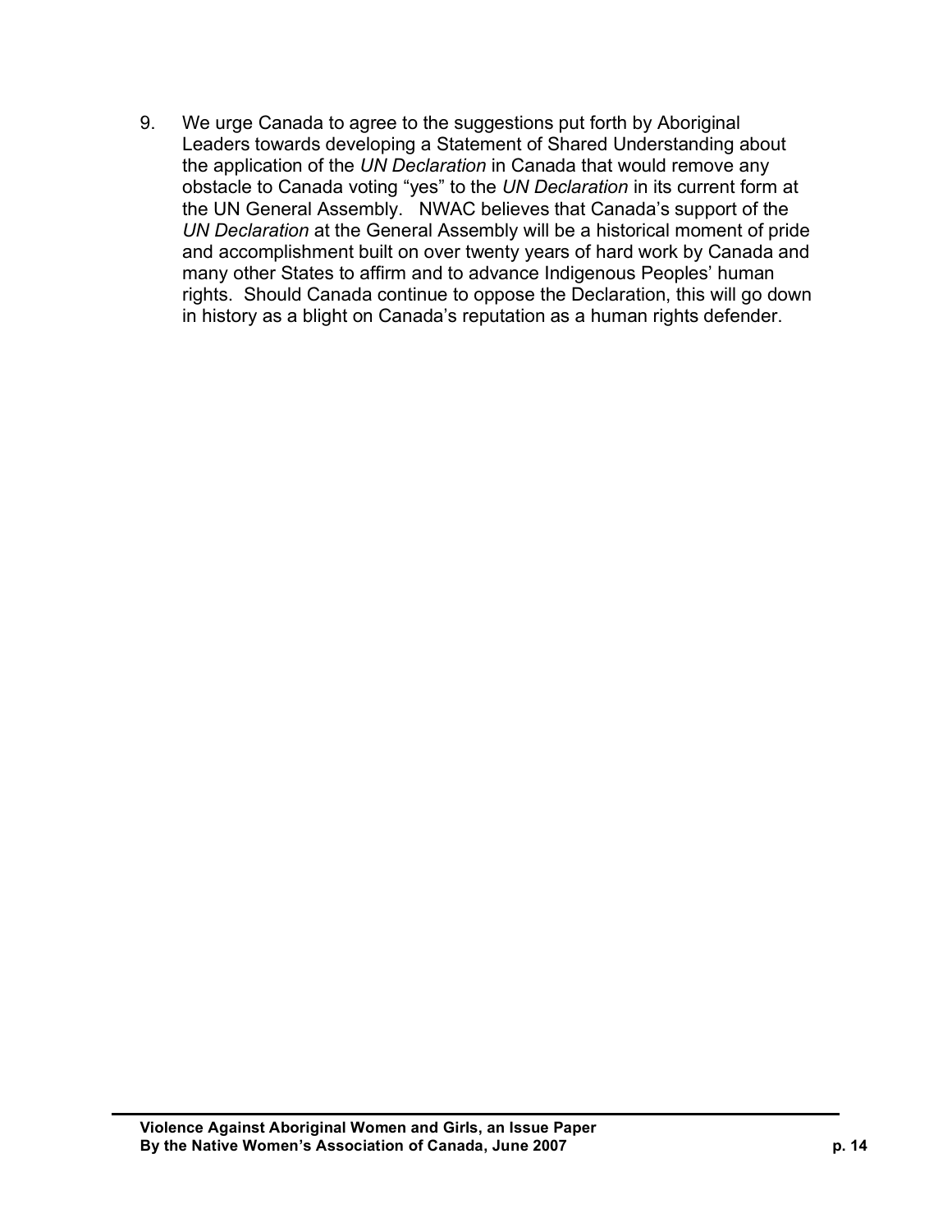9. We urge Canada to agree to the suggestions put forth by Aboriginal Leaders towards developing a Statement of Shared Understanding about the application of the *UN Declaration* in Canada that would remove any obstacle to Canada voting "yes" to the *UN Declaration* in its current form at the UN General Assembly. NWAC believes that Canada's support of the *UN Declaration* at the General Assembly will be a historical moment of pride and accomplishment built on over twenty years of hard work by Canada and many other States to affirm and to advance Indigenous Peoples' human rights. Should Canada continue to oppose the Declaration, this will go down in history as a blight on Canada's reputation as a human rights defender.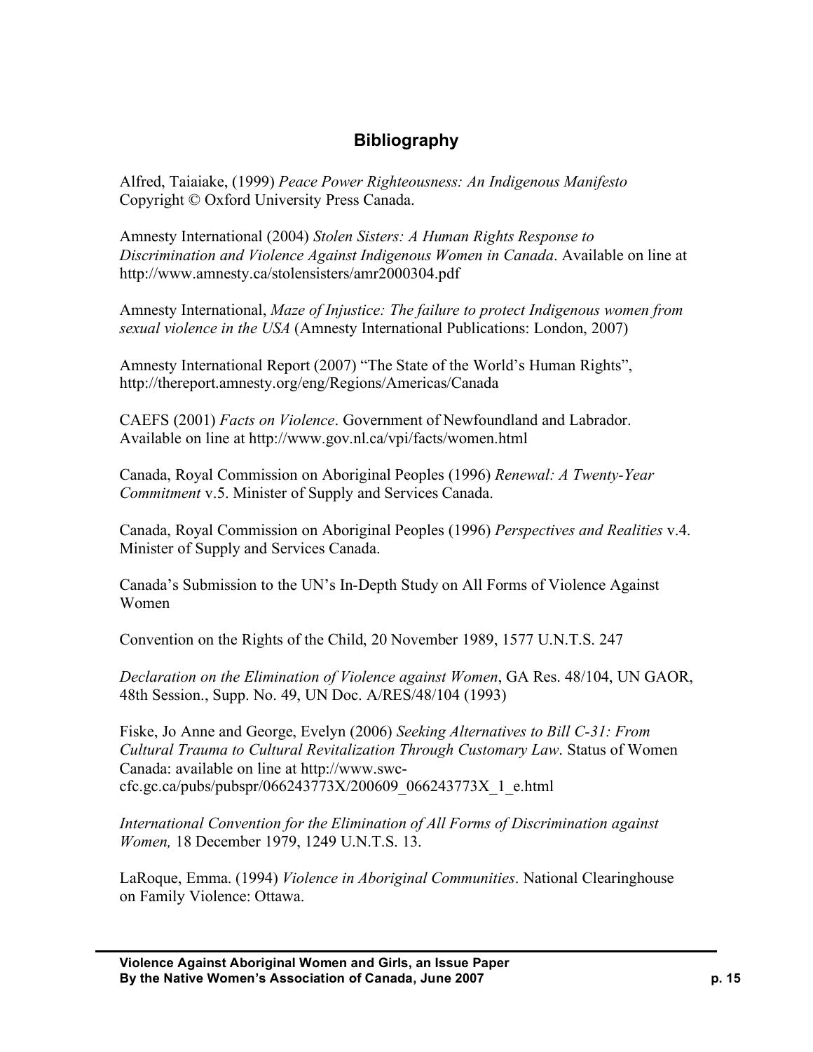## Bibliography

Alfred, Taiaiake, (1999) *Peace Power Righteousness: An Indigenous Manifesto* Copyright © Oxford University Press Canada.

Amnesty International (2004) *Stolen Sisters: A Human Rights Response to Discrimination and Violence Against Indigenous Women in Canada*. Available on line at http://www.amnesty.ca/stolensisters/amr2000304.pdf

Amnesty International, *Maze of Injustice: The failure to protect Indigenous women from sexual violence in the USA* (Amnesty International Publications: London, 2007)

Amnesty International Report (2007) "The State of the World's Human Rights", http://thereport.amnesty.org/eng/Regions/Americas/Canada

CAEFS (2001) *Facts on Violence*. Government of Newfoundland and Labrador. Available on line at http://www.gov.nl.ca/vpi/facts/women.html

Canada, Royal Commission on Aboriginal Peoples (1996) *Renewal: A Twenty-Year Commitment* v.5. Minister of Supply and Services Canada.

Canada, Royal Commission on Aboriginal Peoples (1996) *Perspectives and Realities* v.4. Minister of Supply and Services Canada.

Canada's Submission to the UN's In-Depth Study on All Forms of Violence Against Women

Convention on the Rights of the Child, 20 November 1989, 1577 U.N.T.S. 247

*Declaration on the Elimination of Violence against Women*, GA Res. 48/104, UN GAOR, 48th Session., Supp. No. 49, UN Doc. A/RES/48/104 (1993)

Fiske, Jo Anne and George, Evelyn (2006) *Seeking Alternatives to Bill C-31: From Cultural Trauma to Cultural Revitalization Through Customary Law*. Status of Women Canada: available on line at http://www.swc-cfc.gc.ca/pubs/pubspr/066243773X/200609_066243773X_1_e.html

*International Convention for the Elimination of All Forms of Discrimination against Women,* 18 December 1979, 1249 U.N.T.S. 13.

LaRoque, Emma. (1994) *Violence in Aboriginal Communities*. National Clearinghouse on Family Violence: Ottawa.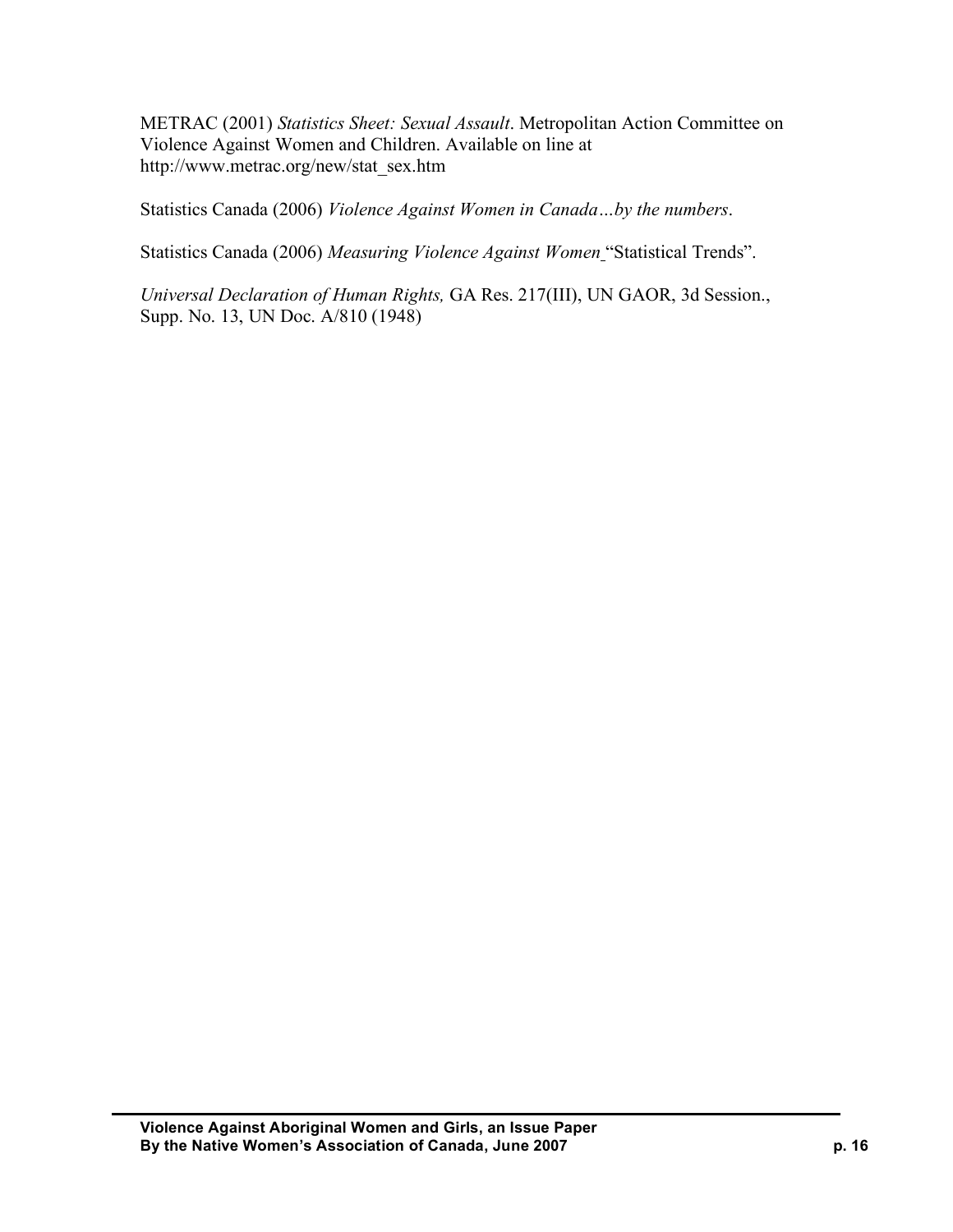METRAC (2001) *Statistics Sheet: Sexual Assault*. Metropolitan Action Committee on Violence Against Women and Children. Available on line at http://www.metrac.org/new/stat_sex.htm

Statistics Canada (2006) *Violence Against Women in Canada…by the numbers*.

Statistics Canada (2006) *Measuring Violence Against Women* "Statistical Trends".

*Universal Declaration of Human Rights,* GA Res. 217(III), UN GAOR, 3d Session., Supp. No. 13, UN Doc. A/810 (1948)